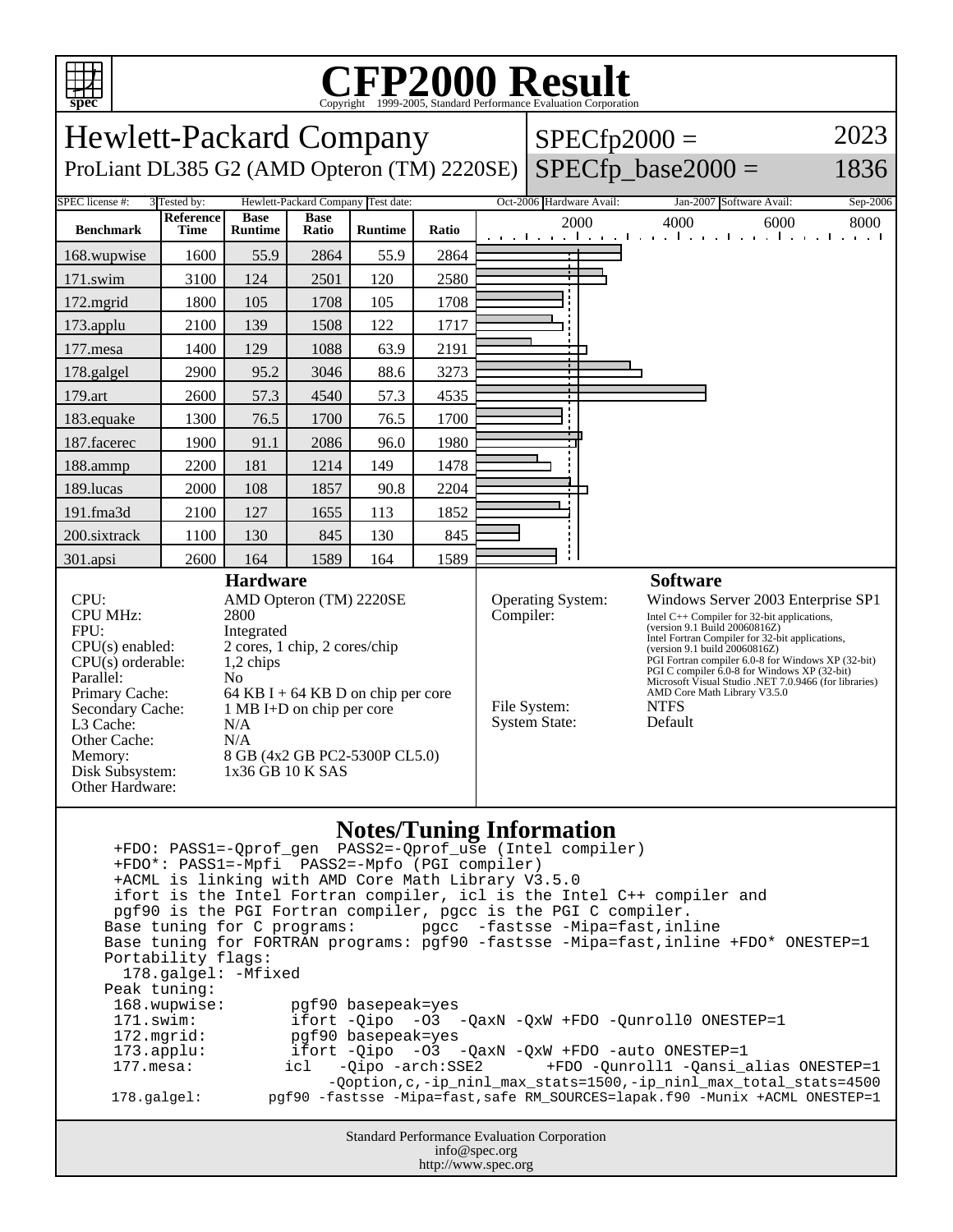# CFP2000 Result

Copyright 1999-2005, Standard Performance Evaluation Corporation

## Hewlett-Packard Company

ProLiant DL385 G2 (AMD Opteron (TM) 2220SE)

SPECfp2000 = 2023

SPECfp_base2000 = 1836

SPEC license #: 3 | Tested by: Hewlett-Packard Company | Test date: Oct-2006 | Hardware Avail: Jan-2007 | Software Avail: Sep-2006

| Benchmark | Reference Time | Base Runtime | Base Ratio | Runtime | Ratio |
|---|---|---|---|---|---|
| 168.wupwise | 1600 | 55.9 | 2864 | 55.9 | 2864 |
| 171.swim | 3100 | 124 | 2501 | 120 | 2580 |
| 172.mgrid | 1800 | 105 | 1708 | 105 | 1708 |
| 173.applu | 2100 | 139 | 1508 | 122 | 1717 |
| 177.mesa | 1400 | 129 | 1088 | 63.9 | 2191 |
| 178.galgel | 2900 | 95.2 | 3046 | 88.6 | 3273 |
| 179.art | 2600 | 57.3 | 4540 | 57.3 | 4535 |
| 183.equake | 1300 | 76.5 | 1700 | 76.5 | 1700 |
| 187.facerec | 1900 | 91.1 | 2086 | 96.0 | 1980 |
| 188.ammp | 2200 | 181 | 1214 | 149 | 1478 |
| 189.lucas | 2000 | 108 | 1857 | 90.8 | 2204 |
| 191.fma3d | 2100 | 127 | 1655 | 113 | 1852 |
| 200.sixtrack | 1100 | 130 | 845 | 130 | 845 |
| 301.apsi | 2600 | 164 | 1589 | 164 | 1589 |

### Hardware

| | |
|---|---|
| CPU: | AMD Opteron (TM) 2220SE |
| CPU MHz: | 2800 |
| FPU: | Integrated |
| CPU(s) enabled: | 2 cores, 1 chip, 2 cores/chip |
| CPU(s) orderable: | 1,2 chips |
| Parallel: | No |
| Primary Cache: | 64 KB I + 64 KB D on chip per core |
| Secondary Cache: | 1 MB I+D on chip per core |
| L3 Cache: | N/A |
| Other Cache: | N/A |
| Memory: | 8 GB (4x2 GB PC2-5300P CL5.0) |
| Disk Subsystem: | 1x36 GB 10 K SAS |
| Other Hardware: | |

### Software

| | |
|---|---|
| Operating System: | Windows Server 2003 Enterprise SP1 |
| Compiler: | Intel C++ Compiler for 32-bit applications, (version 9.1 Build 20060816Z) Intel Fortran Compiler for 32-bit applications, (version 9.1 build 20060816Z) PGI Fortran compiler 6.0-8 for Windows XP (32-bit) PGI C compiler 6.0-8 for Windows XP (32-bit) Microsoft Visual Studio .NET 7.0.9466 (for libraries) AMD Core Math Library V3.5.0 |
| File System: | NTFS |
| System State: | Default |

### Notes/Tuning Information

```
 +FDO: PASS1=-Qprof_gen  PASS2=-Qprof_use (Intel compiler)
 +FDO*: PASS1=-Mpfi  PASS2=-Mpfo (PGI compiler)
 +ACML is linking with AMD Core Math Library V3.5.0
 ifort is the Intel Fortran compiler, icl is the Intel C++ compiler and
 pgf90 is the PGI Fortran compiler, pgcc is the PGI C compiler.
Base tuning for C programs:       pgcc  -fastsse -Mipa=fast,inline
Base tuning for FORTRAN programs: pgf90 -fastsse -Mipa=fast,inline +FDO* ONESTEP=1
Portability flags:
  178.galgel: -Mfixed
Peak tuning:
 168.wupwise:       pgf90 basepeak=yes
 171.swim:          ifort -Qipo  -O3  -QaxN -QxW +FDO -Qunroll0 ONESTEP=1
 172.mgrid:         pgf90 basepeak=yes
 173.applu:         ifort -Qipo  -O3  -QaxN -QxW +FDO -auto ONESTEP=1
 177.mesa:         icl   -Qipo -arch:SSE2       +FDO -Qunroll1 -Qansi_alias ONESTEP=1
                        -Qoption,c,-ip_ninl_max_stats=1500,-ip_ninl_max_total_stats=4500
 178.galgel:       pgf90 -fastsse -Mipa=fast,safe RM_SOURCES=lapak.f90 -Munix +ACML ONESTEP=1
```

Standard Performance Evaluation Corporation
info@spec.org
http://www.spec.org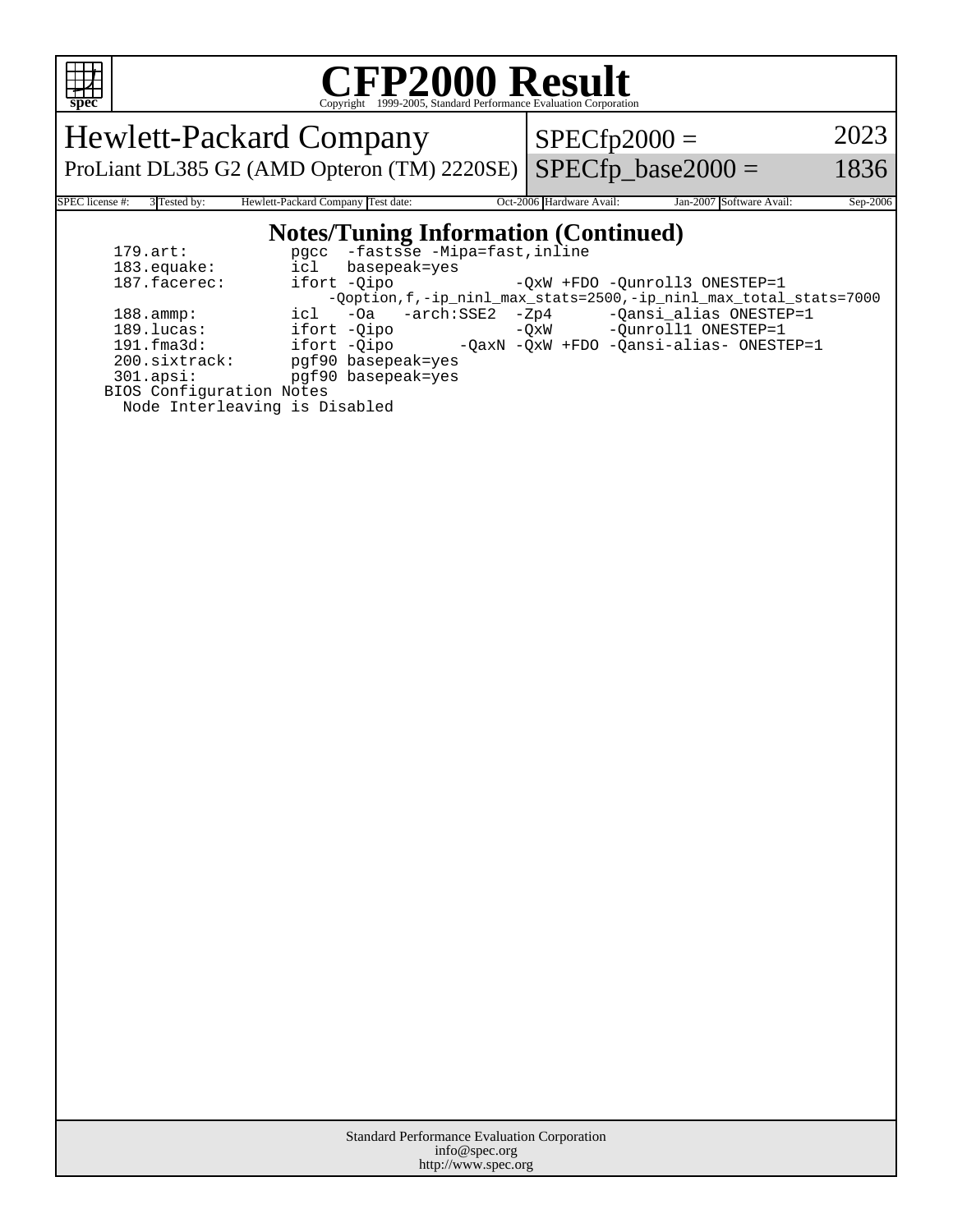# CFP2000 Result

Copyright 1999-2005, Standard Performance Evaluation Corporation

Hewlett-Packard Company

ProLiant DL385 G2 (AMD Opteron (TM) 2220SE)

SPECfp2000 = 2023

SPECfp_base2000 = 1836

| SPEC license #: | 3 | Tested by: | Hewlett-Packard Company | Test date: | Oct-2006 | Hardware Avail: | Jan-2007 | Software Avail: | Sep-2006 |
|---|---|---|---|---|---|---|---|---|---|

## Notes/Tuning Information (Continued)

```
 179.art:          pgcc  -fastsse -Mipa=fast,inline
 183.equake:       icl   basepeak=yes
 187.facerec:      ifort -Qipo             -QxW +FDO -Qunroll3 ONESTEP=1
                        -Qoption,f,-ip_ninl_max_stats=2500,-ip_ninl_max_total_stats=7000
 188.ammp:         icl   -Oa   -arch:SSE2  -Zp4      -Qansi_alias ONESTEP=1
 189.lucas:        ifort -Qipo             -QxW      -Qunroll1 ONESTEP=1
 191.fma3d:        ifort -Qipo       -QaxN -QxW +FDO -Qansi-alias- ONESTEP=1
 200.sixtrack:     pgf90 basepeak=yes
 301.apsi:         pgf90 basepeak=yes
BIOS Configuration Notes
  Node Interleaving is Disabled
```

Standard Performance Evaluation Corporation
info@spec.org
http://www.spec.org